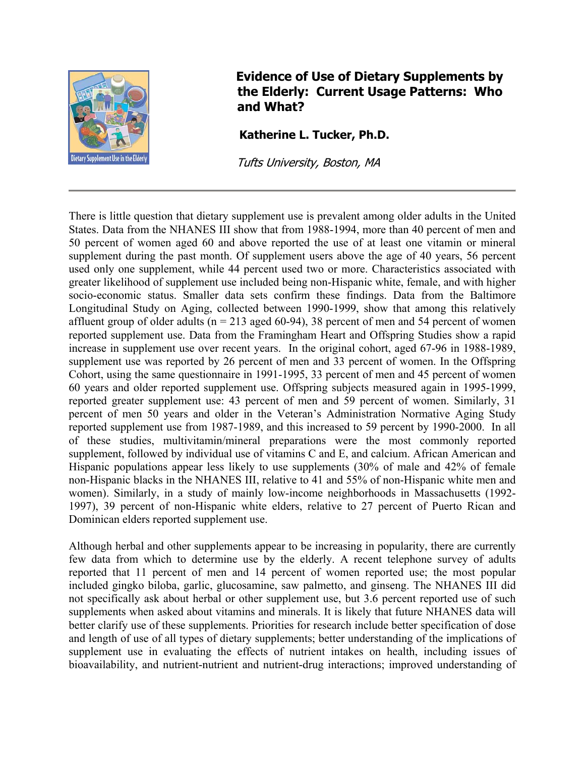# Evidence of Use of Dietary Supplements by the Elderly: Current Usage Patterns: Who and What?

**Katherine L. Tucker, Ph.D.**

*Tufts University, Boston, MA*

---

There is little question that dietary supplement use is prevalent among older adults in the United States. Data from the NHANES III show that from 1988-1994, more than 40 percent of men and 50 percent of women aged 60 and above reported the use of at least one vitamin or mineral supplement during the past month. Of supplement users above the age of 40 years, 56 percent used only one supplement, while 44 percent used two or more. Characteristics associated with greater likelihood of supplement use included being non-Hispanic white, female, and with higher socio-economic status. Smaller data sets confirm these findings. Data from the Baltimore Longitudinal Study on Aging, collected between 1990-1999, show that among this relatively affluent group of older adults (n = 213 aged 60-94), 38 percent of men and 54 percent of women reported supplement use. Data from the Framingham Heart and Offspring Studies show a rapid increase in supplement use over recent years. In the original cohort, aged 67-96 in 1988-1989, supplement use was reported by 26 percent of men and 33 percent of women. In the Offspring Cohort, using the same questionnaire in 1991-1995, 33 percent of men and 45 percent of women 60 years and older reported supplement use. Offspring subjects measured again in 1995-1999, reported greater supplement use: 43 percent of men and 59 percent of women. Similarly, 31 percent of men 50 years and older in the Veteran's Administration Normative Aging Study reported supplement use from 1987-1989, and this increased to 59 percent by 1990-2000. In all of these studies, multivitamin/mineral preparations were the most commonly reported supplement, followed by individual use of vitamins C and E, and calcium. African American and Hispanic populations appear less likely to use supplements (30% of male and 42% of female non-Hispanic blacks in the NHANES III, relative to 41 and 55% of non-Hispanic white men and women). Similarly, in a study of mainly low-income neighborhoods in Massachusetts (1992-1997), 39 percent of non-Hispanic white elders, relative to 27 percent of Puerto Rican and Dominican elders reported supplement use.

Although herbal and other supplements appear to be increasing in popularity, there are currently few data from which to determine use by the elderly. A recent telephone survey of adults reported that 11 percent of men and 14 percent of women reported use; the most popular included gingko biloba, garlic, glucosamine, saw palmetto, and ginseng. The NHANES III did not specifically ask about herbal or other supplement use, but 3.6 percent reported use of such supplements when asked about vitamins and minerals. It is likely that future NHANES data will better clarify use of these supplements. Priorities for research include better specification of dose and length of use of all types of dietary supplements; better understanding of the implications of supplement use in evaluating the effects of nutrient intakes on health, including issues of bioavailability, and nutrient-nutrient and nutrient-drug interactions; improved understanding of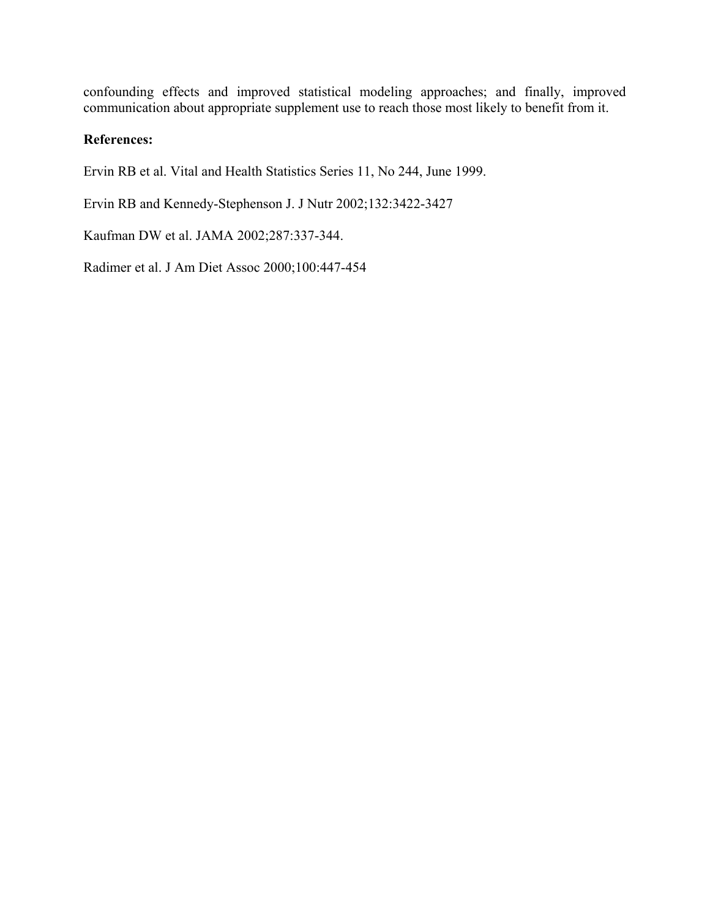confounding effects and improved statistical modeling approaches; and finally, improved communication about appropriate supplement use to reach those most likely to benefit from it.

**References:**

Ervin RB et al. Vital and Health Statistics Series 11, No 244, June 1999.

Ervin RB and Kennedy-Stephenson J. J Nutr 2002;132:3422-3427

Kaufman DW et al. JAMA 2002;287:337-344.

Radimer et al. J Am Diet Assoc 2000;100:447-454